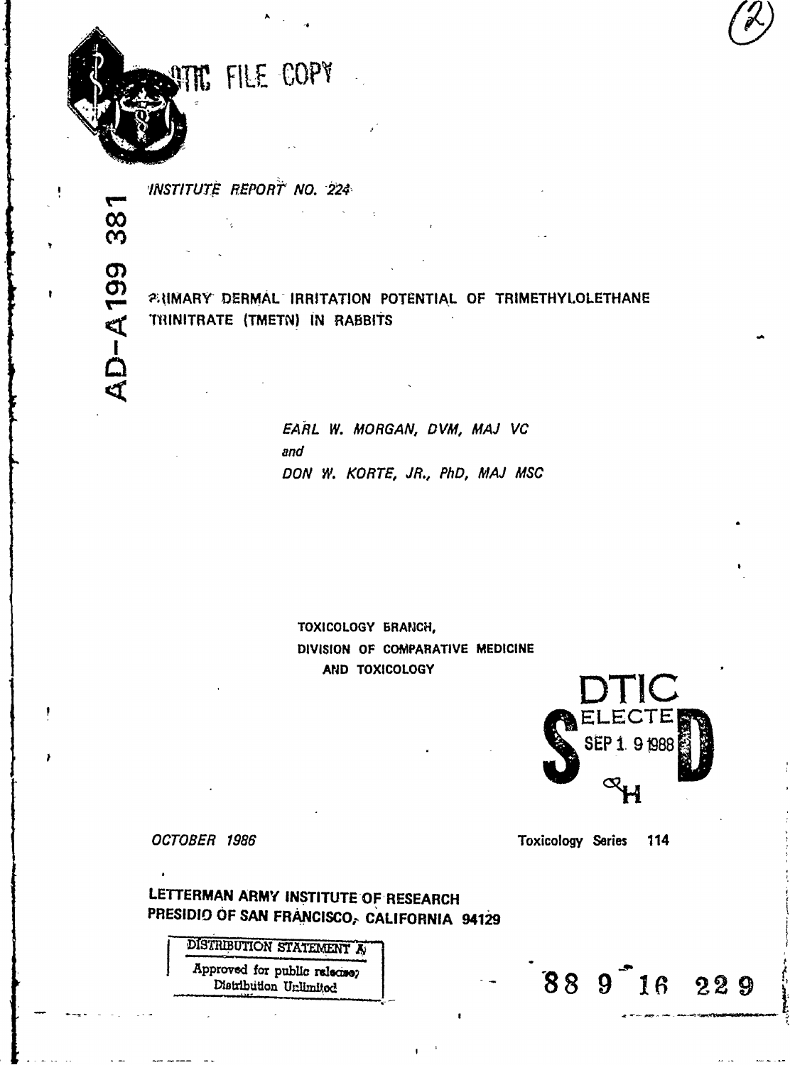DTIC FILE COPY

(2)

AD-A199 381

*INSTITUTE REPORT NO. 224*

# PRIMARY DERMAL IRRITATION POTENTIAL OF TRIMETHYLOLETHANE TRINITRATE (TMETN) IN RABBITS

*EARL W. MORGAN, DVM, MAJ VC*
*and*
*DON W. KORTE, JR., PhD, MAJ MSC*

TOXICOLOGY BRANCH,
DIVISION OF COMPARATIVE MEDICINE
AND TOXICOLOGY

DTIC
ELECTE
SEP 1 9 1988
S D
H

*OCTOBER 1986*

Toxicology Series 114

**LETTERMAN ARMY INSTITUTE OF RESEARCH**
**PRESIDIO OF SAN FRANCISCO, CALIFORNIA 94129**

DISTRIBUTION STATEMENT A
Approved for public release;
Distribution Unlimited

88 9 16 229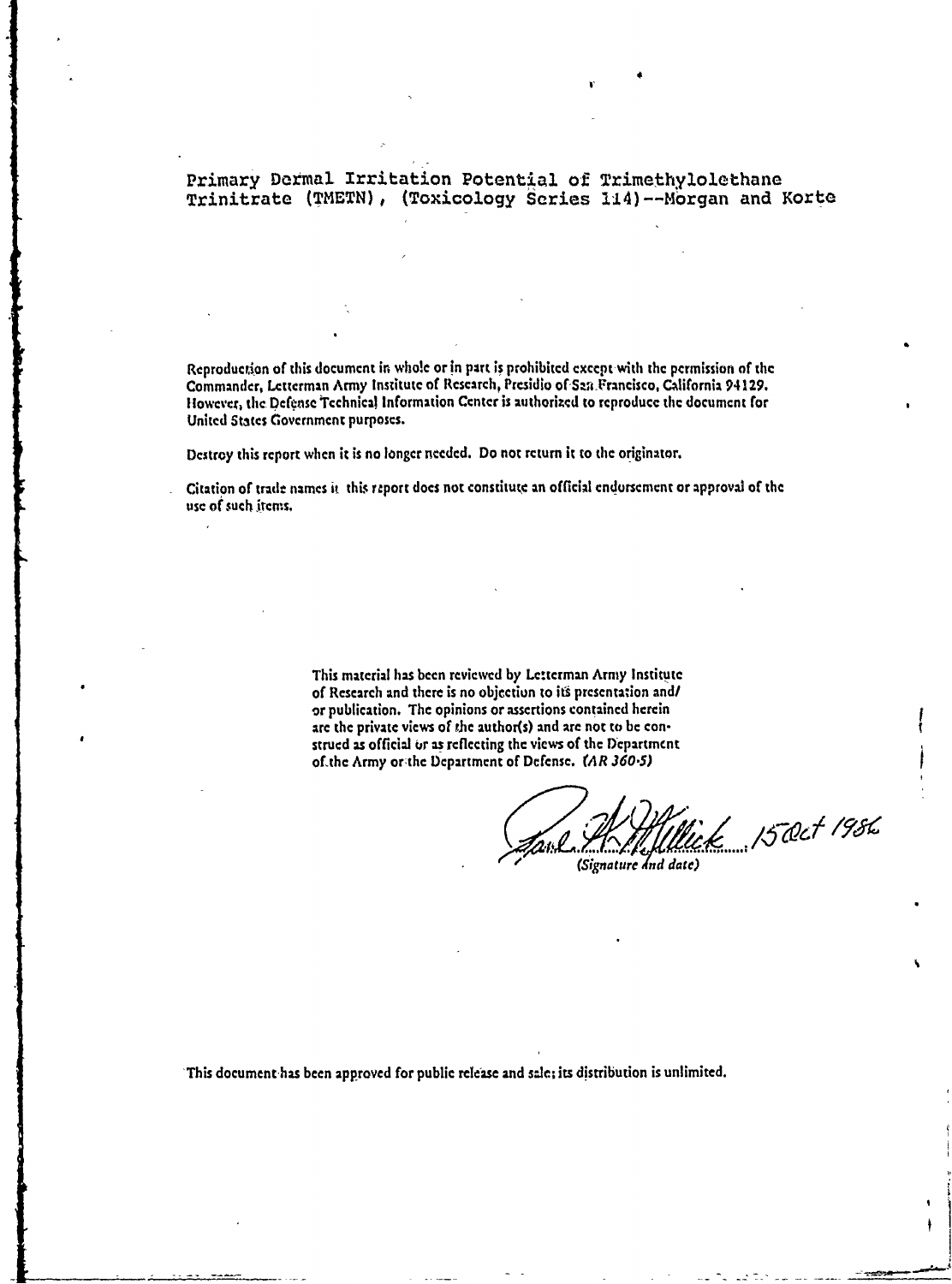Primary Dermal Irritation Potential of Trimethylolethane Trinitrate (TMETN), (Toxicology Series 114)--Morgan and Korte

Reproduction of this document in whole or in part is prohibited except with the permission of the Commander, Letterman Army Institute of Research, Presidio of San Francisco, California 94129. However, the Defense Technical Information Center is authorized to reproduce the document for United States Government purposes.

Destroy this report when it is no longer needed. Do not return it to the originator.

Citation of trade names in this report does not constitute an official endorsement or approval of the use of such items.

This material has been reviewed by Letterman Army Institute of Research and there is no objection to its presentation and/or publication. The opinions or assertions contained herein are the private views of the author(s) and are not to be construed as official or as reflecting the views of the Department of the Army or the Department of Defense. *(AR 360-5)*

15 Oct 1986
*(Signature and date)*

This document has been approved for public release and sale; its distribution is unlimited.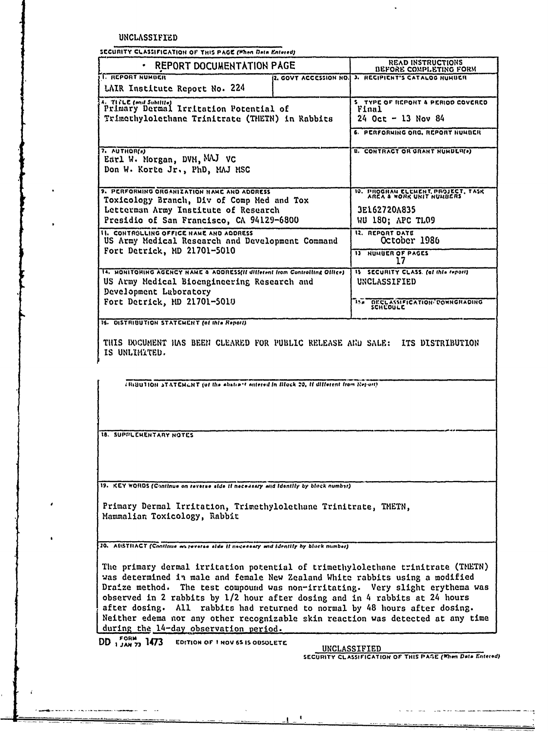UNCLASSIFIED

SECURITY CLASSIFICATION OF THIS PAGE (When Data Entered)

| REPORT DOCUMENTATION PAGE | | READ INSTRUCTIONS BEFORE COMPLETING FORM |
|---|---|---|
| 1. REPORT NUMBER<br>LAIR Institute Report No. 224 | 2. GOVT ACCESSION NO. | 3. RECIPIENT'S CATALOG NUMBER |
| 4. TITLE (and Subtitle)<br>Primary Dermal Irritation Potential of Trimethylolethane Trinitrate (TMETN) in Rabbits | | 5. TYPE OF REPORT & PERIOD COVERED<br>Final<br>24 Oct - 13 Nov 84 |
| | | 6. PERFORMING ORG. REPORT NUMBER |
| 7. AUTHOR(s)<br>Earl W. Morgan, DVM, MAJ VC<br>Don W. Korte Jr., PhD, MAJ MSC | | 8. CONTRACT OR GRANT NUMBER(s) |
| 9. PERFORMING ORGANIZATION NAME AND ADDRESS<br>Toxicology Branch, Div of Comp Med and Tox<br>Letterman Army Institute of Research<br>Presidio of San Francisco, CA 94129-6800 | | 10. PROGRAM ELEMENT, PROJECT, TASK AREA & WORK UNIT NUMBERS<br>3E162720A835<br>WU 180; APC TL09 |
| 11. CONTROLLING OFFICE NAME AND ADDRESS<br>US Army Medical Research and Development Command<br>Fort Detrick, MD 21701-5010 | | 12. REPORT DATE<br>October 1986 |
| | | 13. NUMBER OF PAGES<br>17 |
| 14. MONITORING AGENCY NAME & ADDRESS(if different from Controlling Office)<br>US Army Medical Bioengineering Research and Development Laboratory<br>Fort Detrick, MD 21701-5010 | | 15. SECURITY CLASS. (of this report)<br>UNCLASSIFIED |
| | | 15a. DECLASSIFICATION/DOWNGRADING SCHEDULE |

16. DISTRIBUTION STATEMENT (of this Report)

THIS DOCUMENT HAS BEEN CLEARED FOR PUBLIC RELEASE AND SALE: ITS DISTRIBUTION IS UNLIMITED.

17. DISTRIBUTION STATEMENT (of the abstract entered in Block 20, if different from Report)

18. SUPPLEMENTARY NOTES

19. KEY WORDS (Continue on reverse side if necessary and identify by block number)

Primary Dermal Irritation, Trimethylolethane Trinitrate, TMETN, Mammalian Toxicology, Rabbit

20. ABSTRACT (Continue on reverse side if necessary and identify by block number)

The primary dermal irritation potential of trimethylolethane trinitrate (TMETN) was determined in male and female New Zealand White rabbits using a modified Draize method. The test compound was non-irritating. Very slight erythema was observed in 2 rabbits by 1/2 hour after dosing and in 4 rabbits at 24 hours after dosing. All rabbits had returned to normal by 48 hours after dosing. Neither edema nor any other recognizable skin reaction was detected at any time during the 14-day observation period.

DD FORM 1 JAN 73 1473 EDITION OF 1 NOV 65 IS OBSOLETE

UNCLASSIFIED

SECURITY CLASSIFICATION OF THIS PAGE (When Data Entered)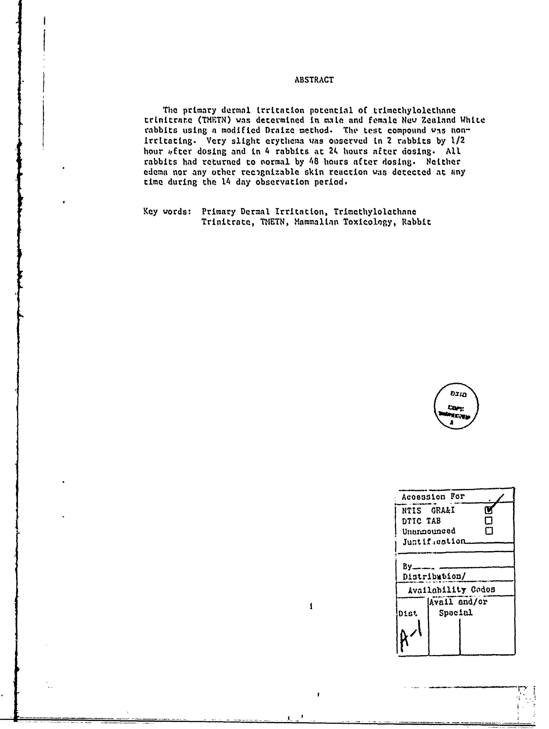## ABSTRACT

The primary dermal irritation potential of trimethylolethane trinitrate (TMETN) was determined in male and female New Zealand White rabbits using a modified Draize method. The test compound was non-irritating. Very slight erythema was observed in 2 rabbits by 1/2 hour after dosing and in 4 rabbits at 24 hours after dosing. All rabbits had returned to normal by 48 hours after dosing. Neither edema nor any other recognizable skin reaction was detected at any time during the 14 day observation period.

Key words: Primary Dermal Irritation, Trimethylolethane Trinitrate, TMETN, Mammalian Toxicology, Rabbit

| Accession For | |
|---|---|
| NTIS GRA&I | ☑ |
| DTIC TAB | ☐ |
| Unannounced | ☐ |
| Justification | |
| By | |
| Distribution/ | |
| Availability Codes | |
| Dist | Avail and/or Special |
| A-1 | |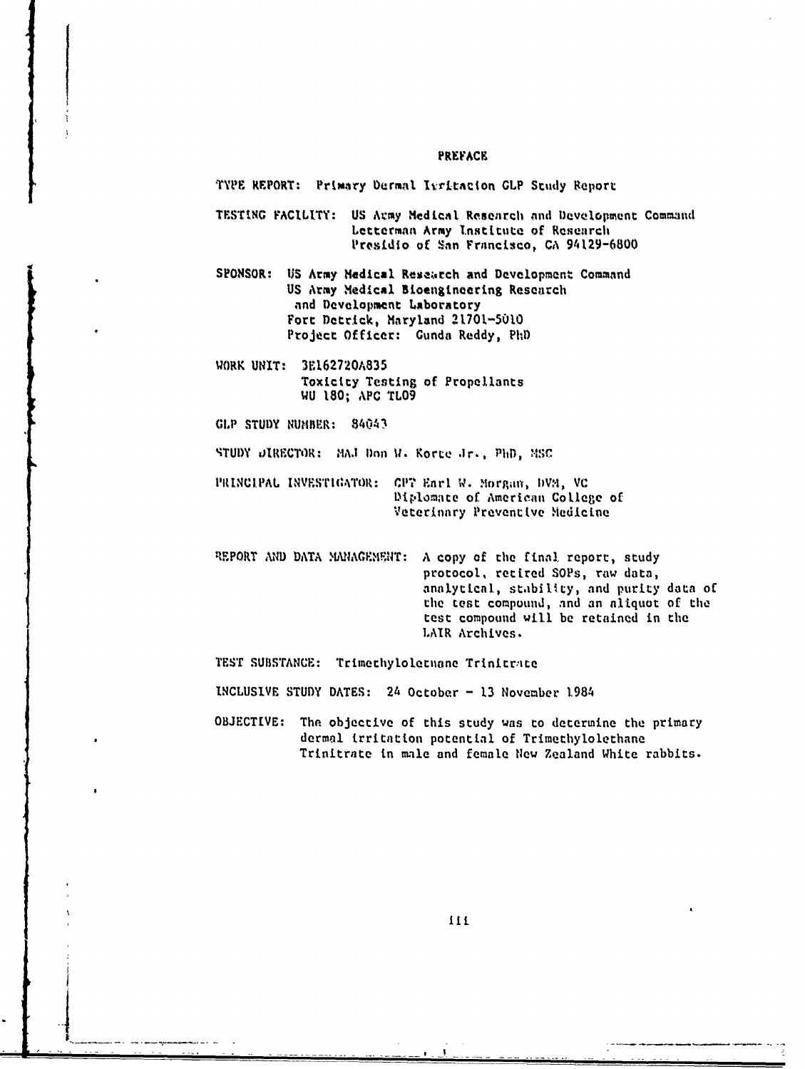## PREFACE

TYPE REPORT: Primary Dermal Irritation GLP Study Report

TESTING FACILITY: US Army Medical Research and Development Command
Letterman Army Institute of Research
Presidio of San Francisco, CA 94129-6800

SPONSOR: US Army Medical Research and Development Command
US Army Medical Bioengineering Research and Development Laboratory
Fort Detrick, Maryland 21701-5010
Project Officer: Gunda Reddy, PhD

WORK UNIT: 3E162720A835
Toxicity Testing of Propellants
WU 180; APC TL09

GLP STUDY NUMBER: 84043

STUDY DIRECTOR: MAJ Don W. Korte Jr., PhD, MSC

PRINCIPAL INVESTIGATOR: CPT Earl W. Morgan, DVM, VC
Diplomate of American College of Veterinary Preventive Medicine

REPORT AND DATA MANAGEMENT: A copy of the final report, study protocol, retired SOPs, raw data, analytical, stability, and purity data of the test compound, and an aliquot of the test compound will be retained in the LAIR Archives.

TEST SUBSTANCE: Trimethylolethane Trinitrate

INCLUSIVE STUDY DATES: 24 October - 13 November 1984

OBJECTIVE: The objective of this study was to determine the primary dermal irritation potential of Trimethylolethane Trinitrate in male and female New Zealand White rabbits.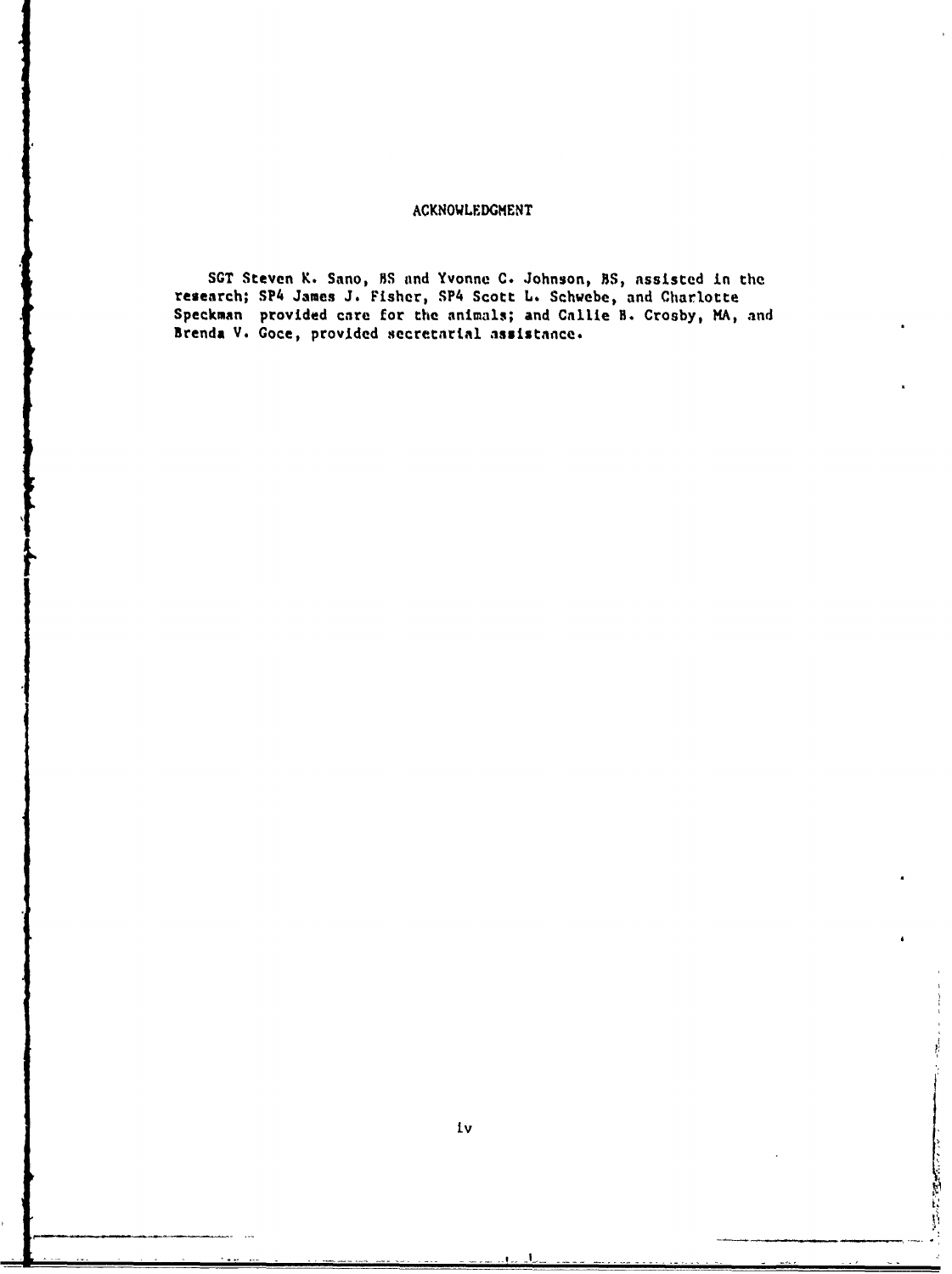# ACKNOWLEDGMENT

SGT Steven K. Sano, BS and Yvonne C. Johnson, BS, assisted in the research; SP4 James J. Fisher, SP4 Scott L. Schwebe, and Charlotte Speckman provided care for the animals; and Callie B. Crosby, MA, and Brenda V. Goce, provided secretarial assistance.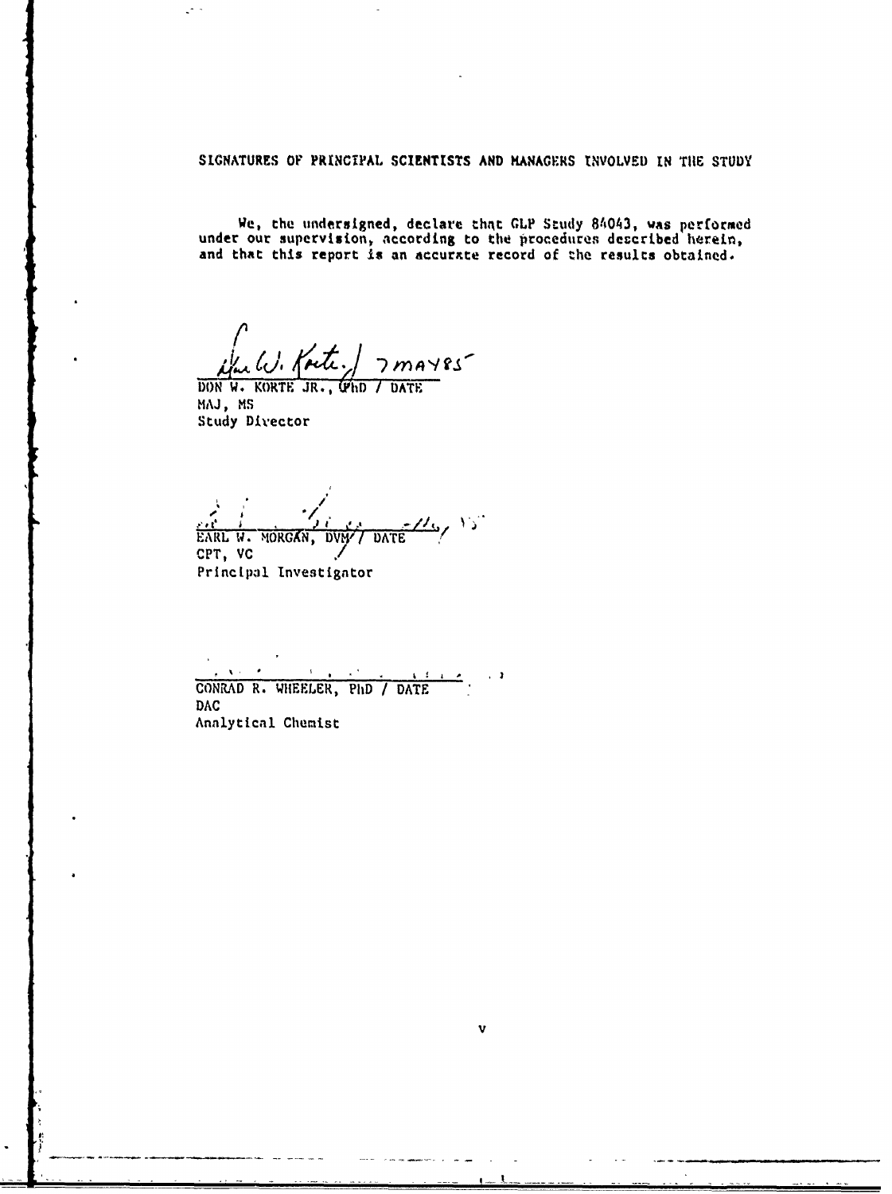SIGNATURES OF PRINCIPAL SCIENTISTS AND MANAGERS INVOLVED IN THE STUDY

We, the undersigned, declare that GLP Study 84043, was performed under our supervision, according to the procedures described herein, and that this report is an accurate record of the results obtained.

7 MAY 85

DON W. KORTE JR., PhD / DATE
MAJ, MS
Study Director

EARL W. MORGAN, DVM / DATE
CPT, VC
Principal Investigator

CONRAD R. WHEELER, PhD / DATE
DAC
Analytical Chemist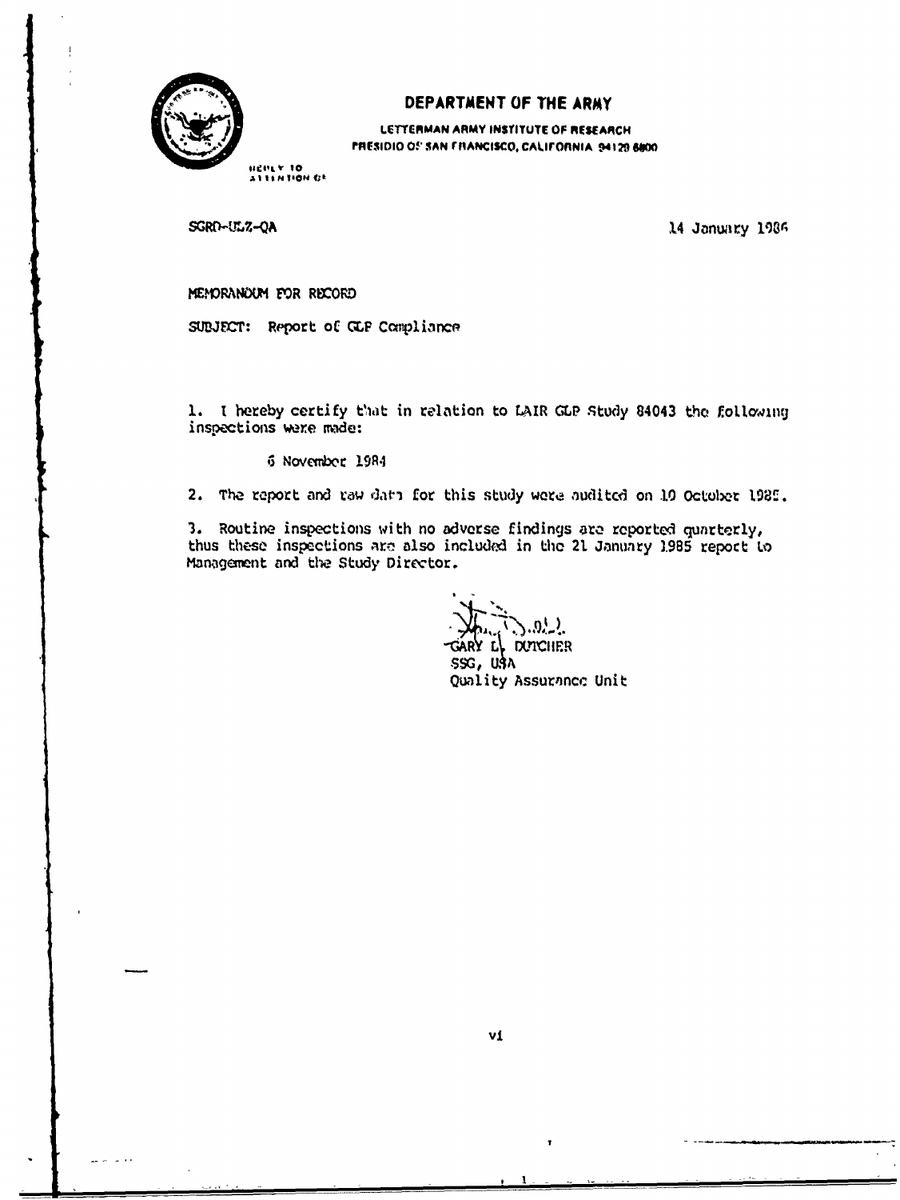**DEPARTMENT OF THE ARMY**

LETTERMAN ARMY INSTITUTE OF RESEARCH
PRESIDIO OF SAN FRANCISCO, CALIFORNIA 94129 6800

REPLY TO
ATTENTION OF

SGRD-ULZ-QA

14 January 1986

MEMORANDUM FOR RECORD

SUBJECT: Report of GLP Compliance

1. I hereby certify that in relation to LAIR GLP Study 84043 the following inspections were made:

   6 November 1984

2. The report and raw data for this study were audited on 10 October 1985.

3. Routine inspections with no adverse findings are reported quarterly, thus these inspections are also included in the 21 January 1985 report to Management and the Study Director.

GARY L. DUTCHER
SSG, USA
Quality Assurance Unit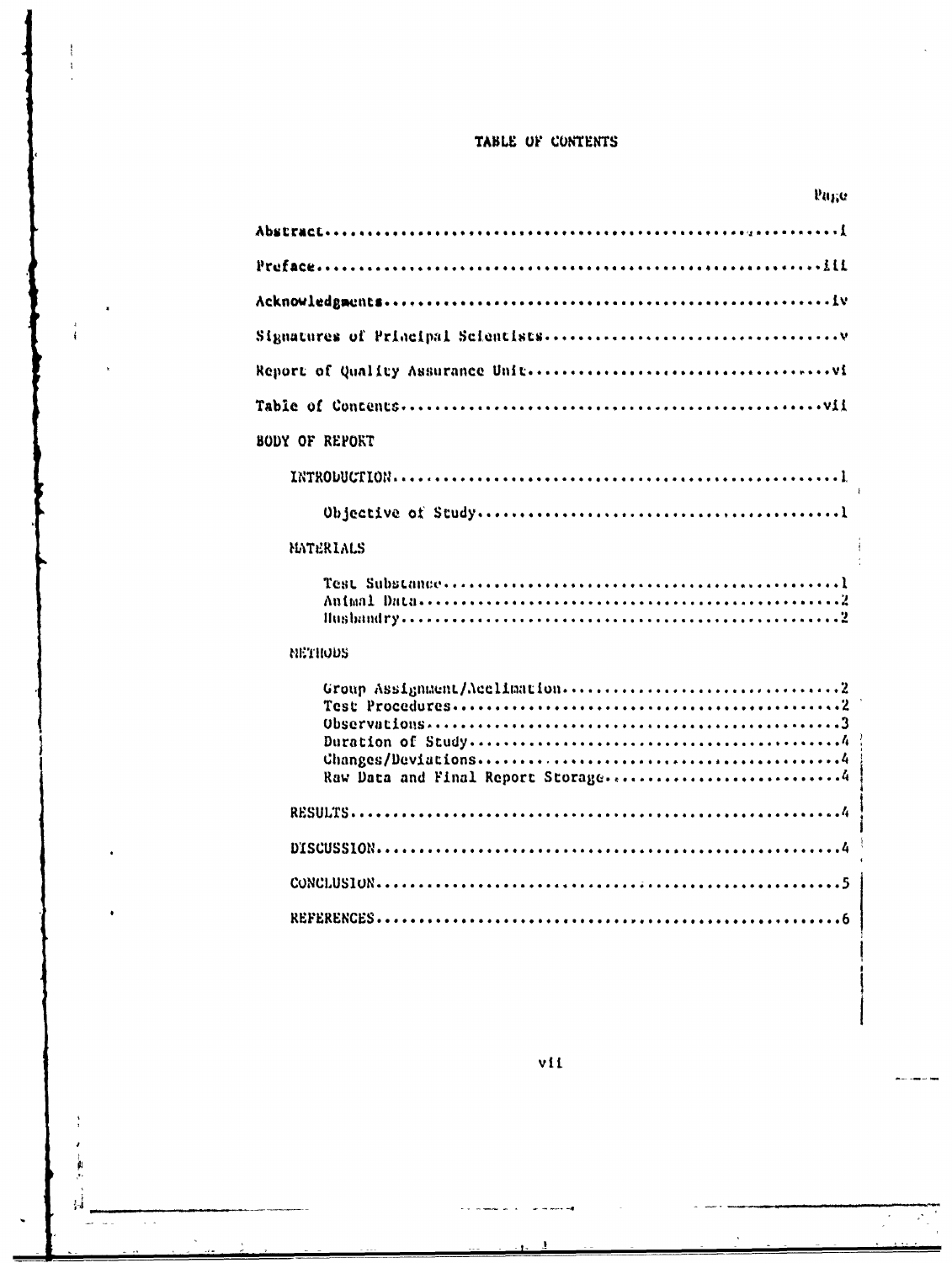# TABLE OF CONTENTS

| | Page |
|---|---|
| Abstract | i |
| Preface | iii |
| Acknowledgments | iv |
| Signatures of Principal Scientists | v |
| Report of Quality Assurance Unit | vi |
| Table of Contents | vii |
| **BODY OF REPORT** | |
| INTRODUCTION | 1 |
| Objective of Study | 1 |
| MATERIALS | |
| Test Substance | 1 |
| Animal Data | 2 |
| Husbandry | 2 |
| METHODS | |
| Group Assignment/Acclimation | 2 |
| Test Procedures | 2 |
| Observations | 3 |
| Duration of Study | 4 |
| Changes/Deviations | 4 |
| Raw Data and Final Report Storage | 4 |
| RESULTS | 4 |
| DISCUSSION | 4 |
| CONCLUSION | 5 |
| REFERENCES | 6 |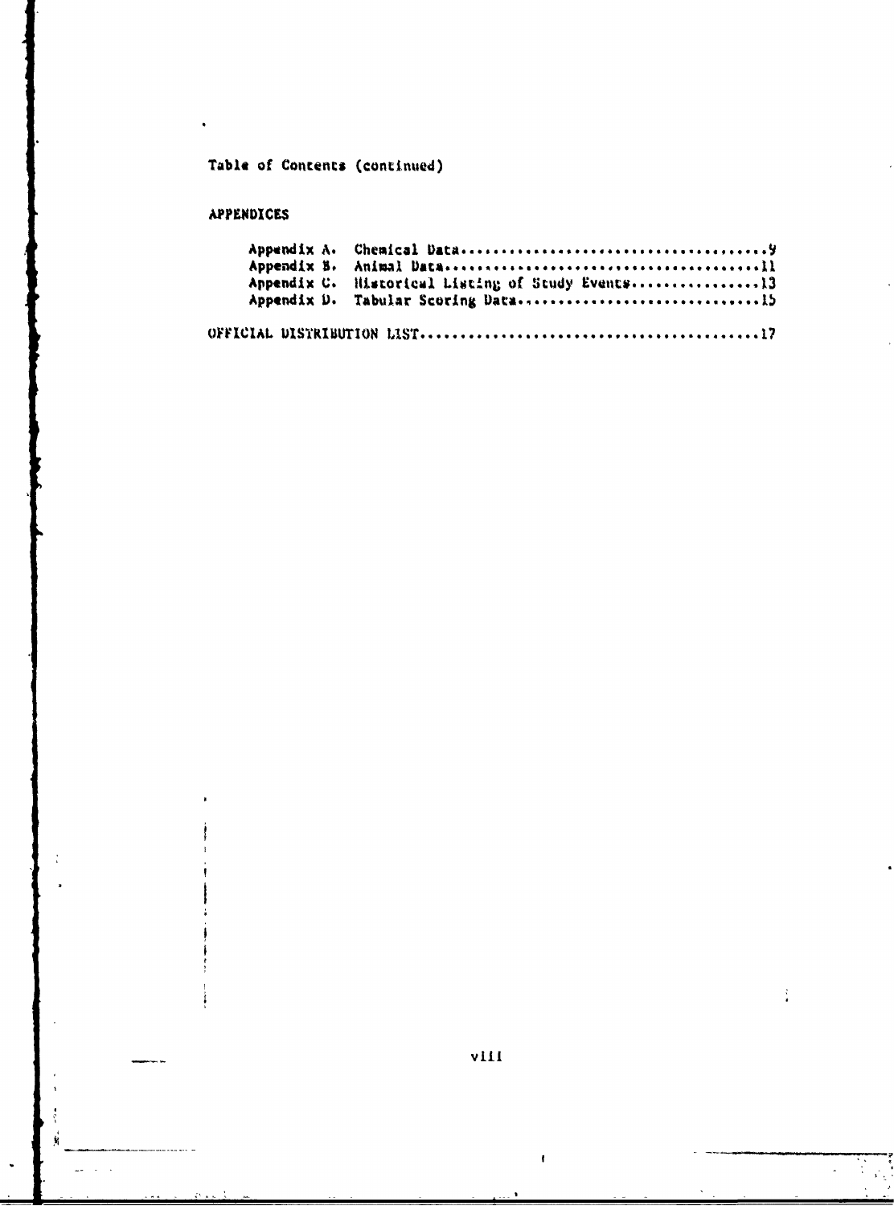Table of Contents (continued)

APPENDICES

Appendix A. Chemical Data........................................9
Appendix B. Animal Data..........................................11
Appendix C. Historical Listing of Study Events................13
Appendix D. Tabular Scoring Data...............................15

OFFICIAL DISTRIBUTION LIST..........................................17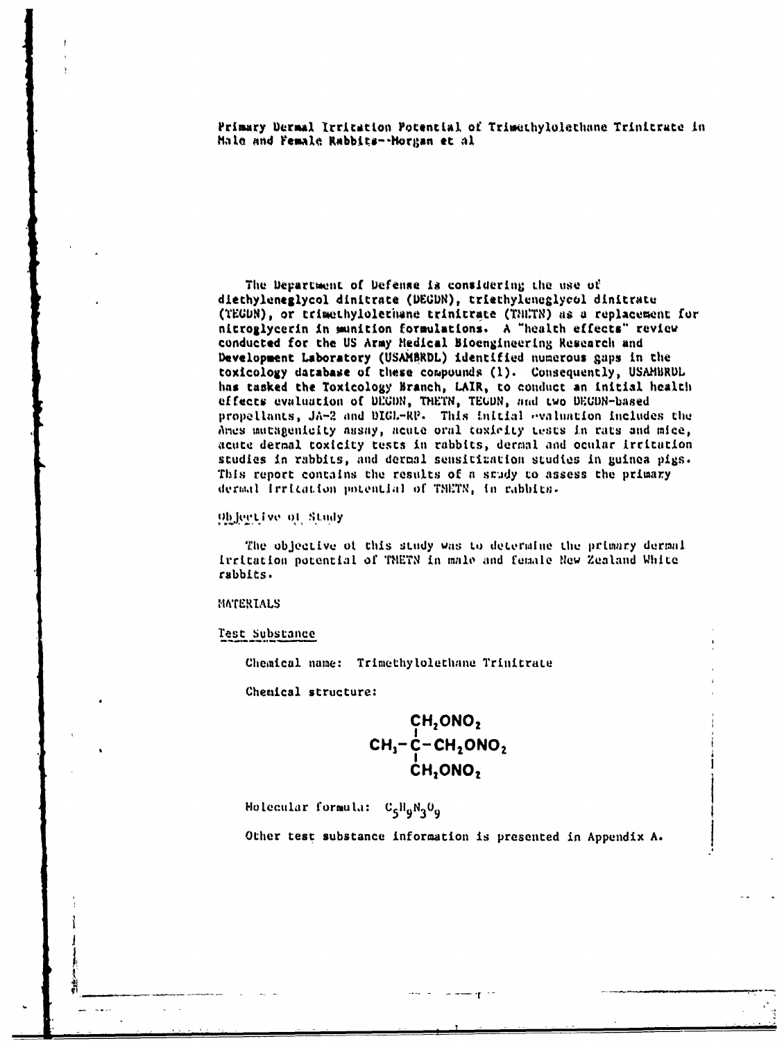The Department of Defense is considering the use of diethyleneglycol dinitrate (DEGDN), triethyleneglycol dinitrate (TEGDN), or trimethylolethane trinitrate (TMETN) as a replacement for nitroglycerin in munition formulations. A "health effects" review conducted for the US Army Medical Bioengineering Research and Development Laboratory (USAMBRDL) identified numerous gaps in the toxicology database of these compounds (1). Consequently, USAMBRDL has tasked the Toxicology Branch, LAIR, to conduct an initial health effects evaluation of DEGDN, TMETN, TEGDN, and two DEGDN-based propellants, JA-2 and DIGL-RP. This initial evaluation includes the Ames mutagenicity assay, acute oral toxicity tests in rats and mice, acute dermal toxicity tests in rabbits, dermal and ocular irritation studies in rabbits, and dermal sensitization studies in guinea pigs. This report contains the results of a study to assess the primary dermal irritation potential of TMETN, in rabbits.

## Objective of Study

The objective of this study was to determine the primary dermal irritation potential of TMETN in male and female New Zealand White rabbits.

## MATERIALS

### Test Substance

Chemical name: Trimethylolethane Trinitrate

Chemical structure:

$$
\begin{array}{c}
CH_2ONO_2 \\
| \\
CH_3-C-CH_2ONO_2 \\
| \\
CH_2ONO_2
\end{array}
$$

Molecular formula: $C_5H_9N_3O_9$

Other test substance information is presented in Appendix A.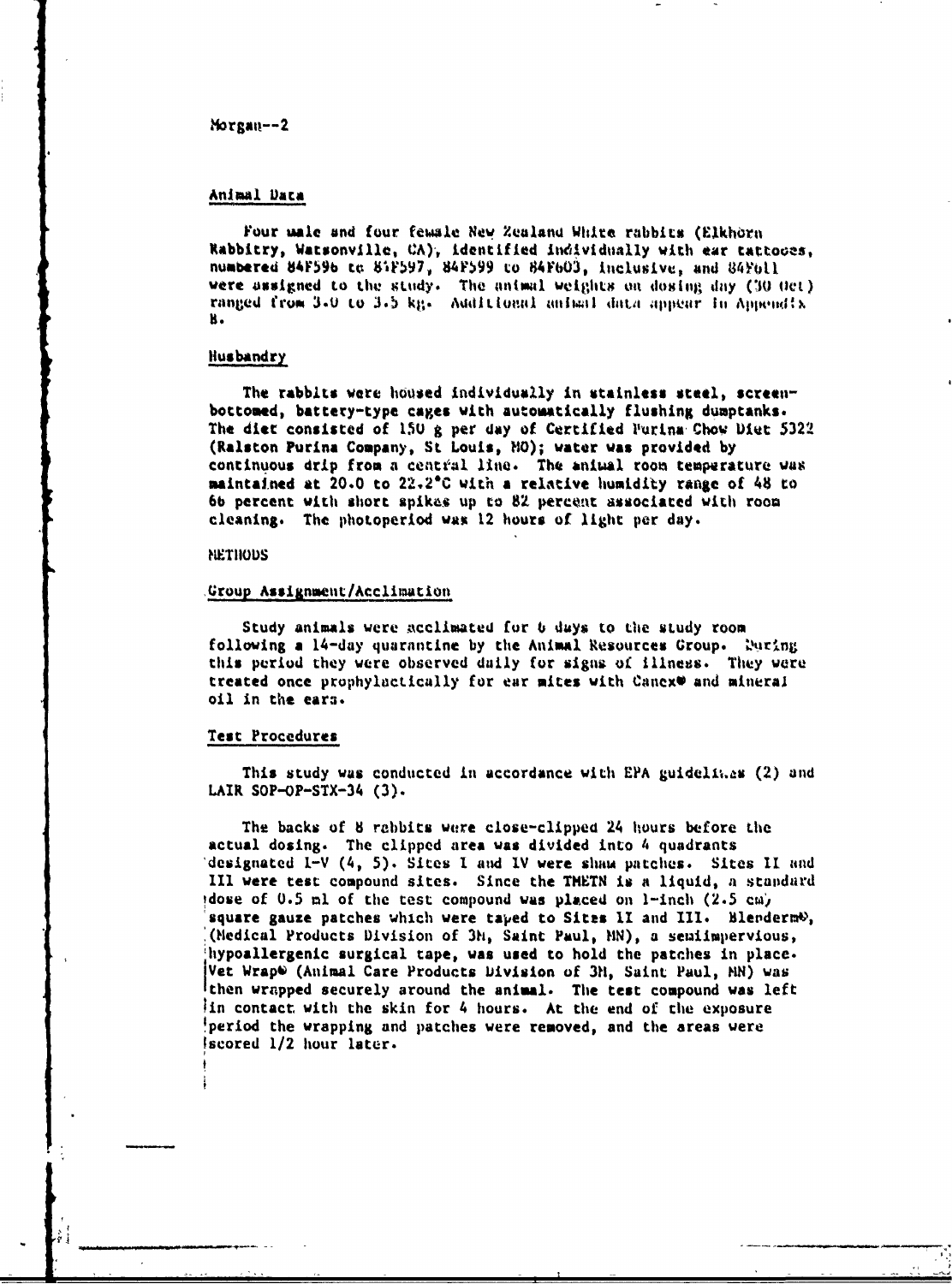## Animal Data

Four male and four female New Zealand White rabbits (Elkhorn Rabbitry, Watsonville, CA), identified individually with ear tattoos, numbered 84F596 to 84F597, 84F599 to 84F603, inclusive, and 84F611 were assigned to the study. The animal weights on dosing day (30 Oct) ranged from 3.0 to 3.5 kg. Additional animal data appear in Appendix B.

## Husbandry

The rabbits were housed individually in stainless steel, screen-bottomed, battery-type cages with automatically flushing dumptanks. The diet consisted of 150 g per day of Certified Purina Chow Diet 5322 (Ralston Purina Company, St Louis, MO); water was provided by continuous drip from a central line. The animal room temperature was maintained at 20.0 to 22.2°C with a relative humidity range of 48 to 66 percent with short spikes up to 82 percent associated with room cleaning. The photoperiod was 12 hours of light per day.

# METHODS

## Group Assignment/Acclimation

Study animals were acclimated for 6 days to the study room following a 14-day quarantine by the Animal Resources Group. During this period they were observed daily for signs of illness. They were treated once prophylactically for ear mites with Canex® and mineral oil in the ears.

## Test Procedures

This study was conducted in accordance with EPA guidelines (2) and LAIR SOP-OP-STX-34 (3).

The backs of 8 rabbits were close-clipped 24 hours before the actual dosing. The clipped area was divided into 4 quadrants designated I-V (4, 5). Sites I and IV were sham patches. Sites II and III were test compound sites. Since the THETN is a liquid, a standard dose of 0.5 ml of the test compound was placed on 1-inch (2.5 cm) square gauze patches which were taped to Sites II and III. Blenderm®, (Medical Products Division of 3M, Saint Paul, MN), a semiimpervious, hypoallergenic surgical tape, was used to hold the patches in place. Vet Wrap® (Animal Care Products Division of 3M, Saint Paul, MN) was then wrapped securely around the animal. The test compound was left in contact with the skin for 4 hours. At the end of the exposure period the wrapping and patches were removed, and the areas were scored 1/2 hour later.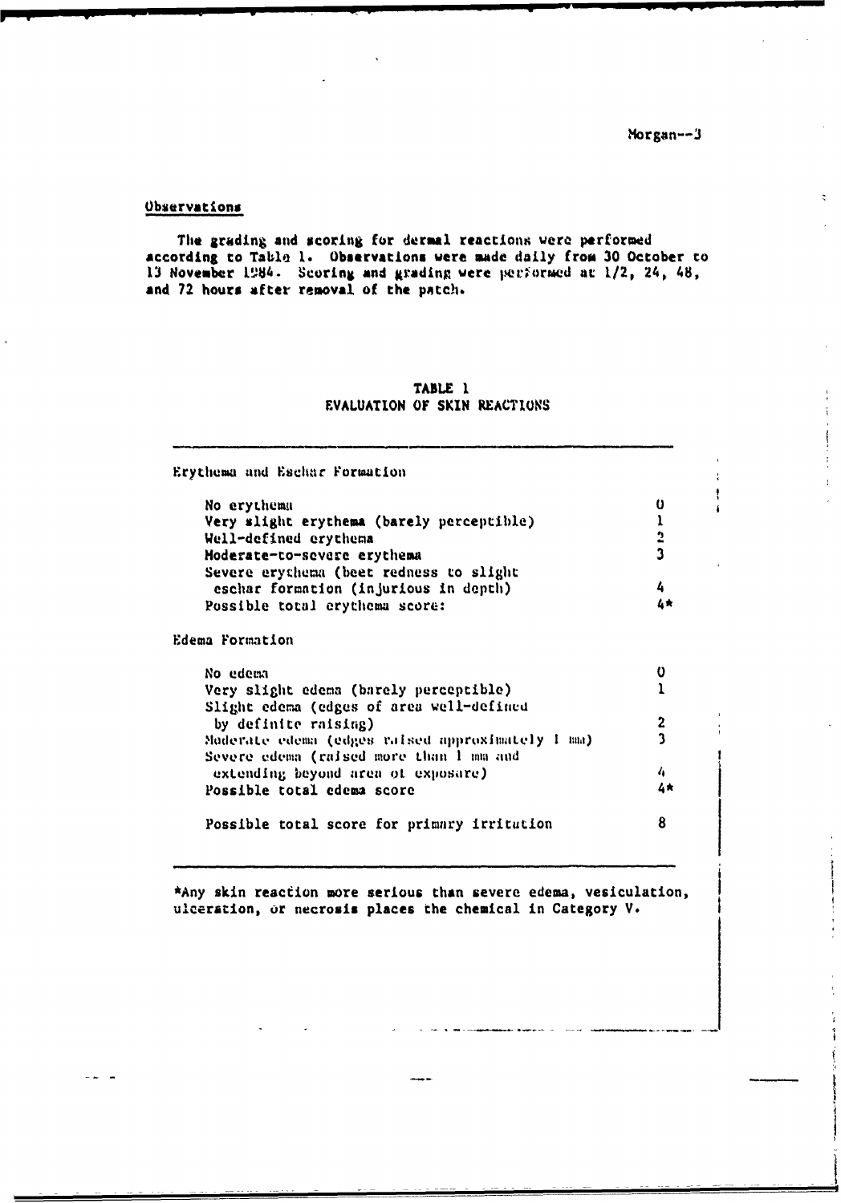## Observations

The grading and scoring for dermal reactions were performed according to Table 1. Observations were made daily from 30 October to 13 November 1984. Scoring and grading were performed at 1/2, 24, 48, and 72 hours after removal of the patch.

**TABLE 1**
**EVALUATION OF SKIN REACTIONS**

| | |
|---|---|
| **Erythema and Eschar Formation** | |
| No erythema | 0 |
| Very slight erythema (barely perceptible) | 1 |
| Well-defined erythema | 2 |
| Moderate-to-severe erythema | 3 |
| Severe erythema (beet redness to slight eschar formation (injurious in depth) | 4 |
| Possible total erythema score: | 4* |
| **Edema Formation** | |
| No edema | 0 |
| Very slight edema (barely perceptible) | 1 |
| Slight edema (edges of area well-defined by definite raising) | 2 |
| Moderate edema (edges raised approximately 1 mm) | 3 |
| Severe edema (raised more than 1 mm and extending beyond area of exposure) | 4 |
| Possible total edema score | 4* |
| Possible total score for primary irritation | 8 |

*Any skin reaction more serious than severe edema, vesiculation, ulceration, or necrosis places the chemical in Category V.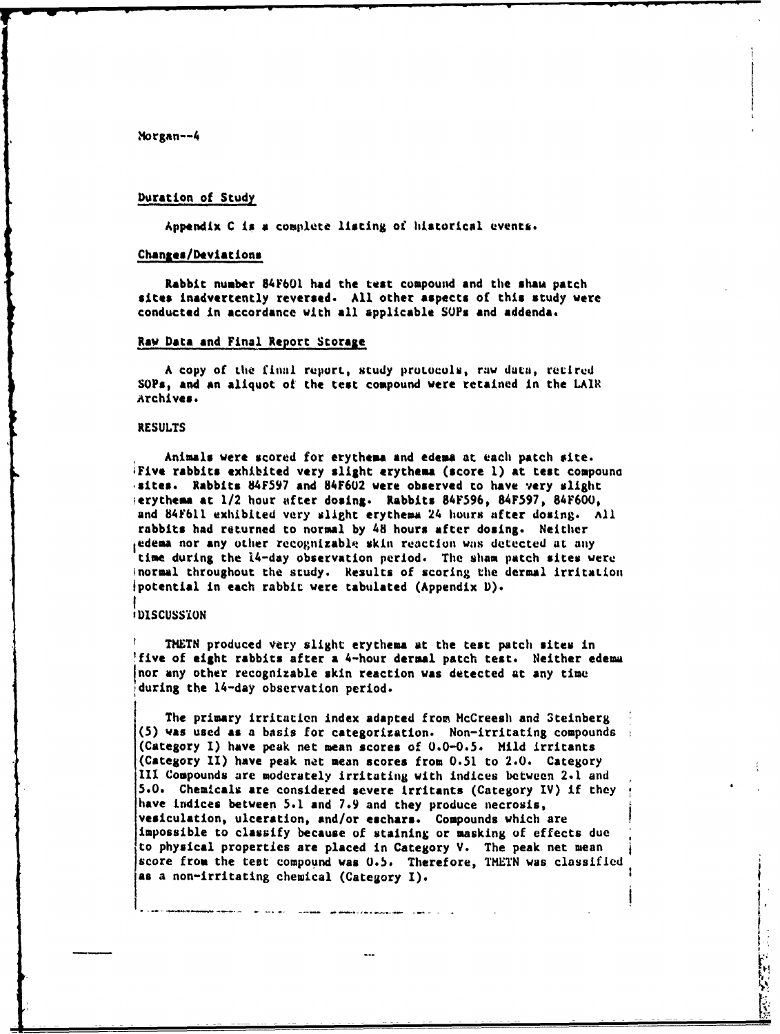### Duration of Study

Appendix C is a complete listing of historical events.

### Changes/Deviations

Rabbit number 84F601 had the test compound and the sham patch sites inadvertently reversed. All other aspects of this study were conducted in accordance with all applicable SOPs and addenda.

### Raw Data and Final Report Storage

A copy of the final report, study protocols, raw data, retired SOPs, and an aliquot of the test compound were retained in the LAIR Archives.

## RESULTS

Animals were scored for erythema and edema at each patch site. Five rabbits exhibited very slight erythema (score 1) at test compound sites. Rabbits 84F597 and 84F602 were observed to have very slight erythema at 1/2 hour after dosing. Rabbits 84F596, 84F597, 84F600, and 84F611 exhibited very slight erythema 24 hours after dosing. All rabbits had returned to normal by 48 hours after dosing. Neither edema nor any other recognizable skin reaction was detected at any time during the 14-day observation period. The sham patch sites were normal throughout the study. Results of scoring the dermal irritation potential in each rabbit were tabulated (Appendix D).

## DISCUSSION

TMETN produced very slight erythema at the test patch sites in five of eight rabbits after a 4-hour dermal patch test. Neither edema nor any other recognizable skin reaction was detected at any time during the 14-day observation period.

The primary irritation index adapted from McCreesh and Steinberg (5) was used as a basis for categorization. Non-irritating compounds (Category I) have peak net mean scores of 0.0-0.5. Mild irritants (Category II) have peak net mean scores from 0.51 to 2.0. Category III Compounds are moderately irritating with indices between 2.1 and 5.0. Chemicals are considered severe irritants (Category IV) if they have indices between 5.1 and 7.9 and they produce necrosis, vesiculation, ulceration, and/or eschars. Compounds which are impossible to classify because of staining or masking of effects due to physical properties are placed in Category V. The peak net mean score from the test compound was 0.5. Therefore, TMETN was classified as a non-irritating chemical (Category I).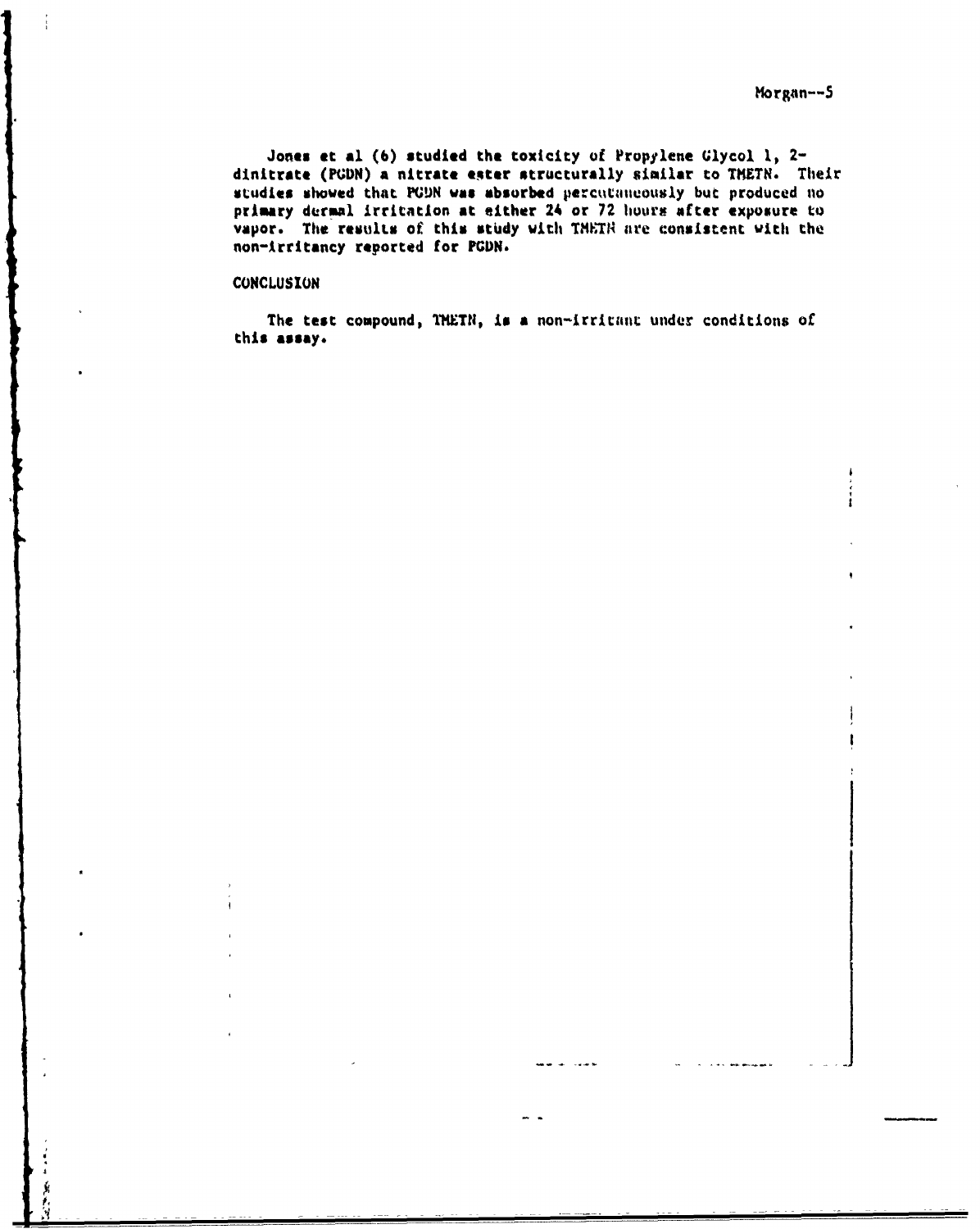Jones et al (6) studied the toxicity of Propylene Glycol 1, 2-dinitrate (PGDN) a nitrate ester structurally similar to TMETN. Their studies showed that PGDN was absorbed percutaneously but produced no primary dermal irritation at either 24 or 72 hours after exposure to vapor. The results of this study with TMETN are consistent with the non-irritancy reported for PGDN.

## CONCLUSION

The test compound, TMETN, is a non-irritant under conditions of this assay.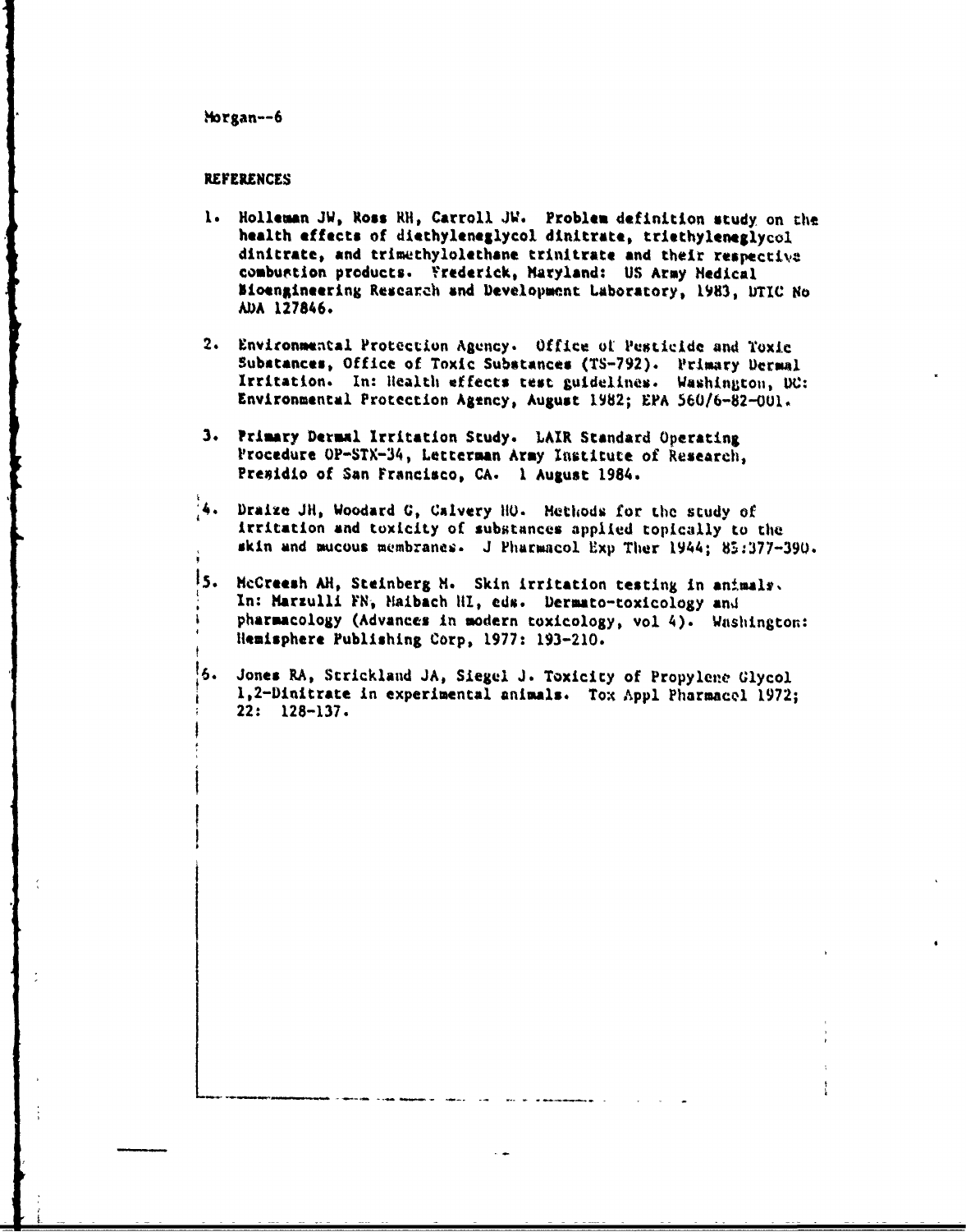## REFERENCES

1. Holleman JW, Ross RH, Carroll JW. Problem definition study on the health effects of diethyleneglycol dinitrate, triethyleneglycol dinitrate, and trimethylolethane trinitrate and their respective combustion products. Frederick, Maryland: US Army Medical Bioengineering Research and Development Laboratory, 1983, DTIC No ADA 127846.

2. Environmental Protection Agency. Office of Pesticide and Toxic Substances, Office of Toxic Substances (TS-792). Primary Dermal Irritation. In: Health effects test guidelines. Washington, DC: Environmental Protection Agency, August 1982; EPA 560/6-82-001.

3. Primary Dermal Irritation Study. LAIR Standard Operating Procedure OP-STX-34, Letterman Army Institute of Research, Presidio of San Francisco, CA. 1 August 1984.

4. Draize JH, Woodard G, Calvery HO. Methods for the study of irritation and toxicity of substances applied topically to the skin and mucous membranes. J Pharmacol Exp Ther 1944; 83:377-390.

5. McCreesh AH, Steinberg M. Skin irritation testing in animals. In: Marzulli FN, Maibach HI, eds. Dermato-toxicology and pharmacology (Advances in modern toxicology, vol 4). Washington: Hemisphere Publishing Corp, 1977: 193-210.

6. Jones RA, Strickland JA, Siegel J. Toxicity of Propylene Glycol 1,2-Dinitrate in experimental animals. Tox Appl Pharmacol 1972; 22: 128-137.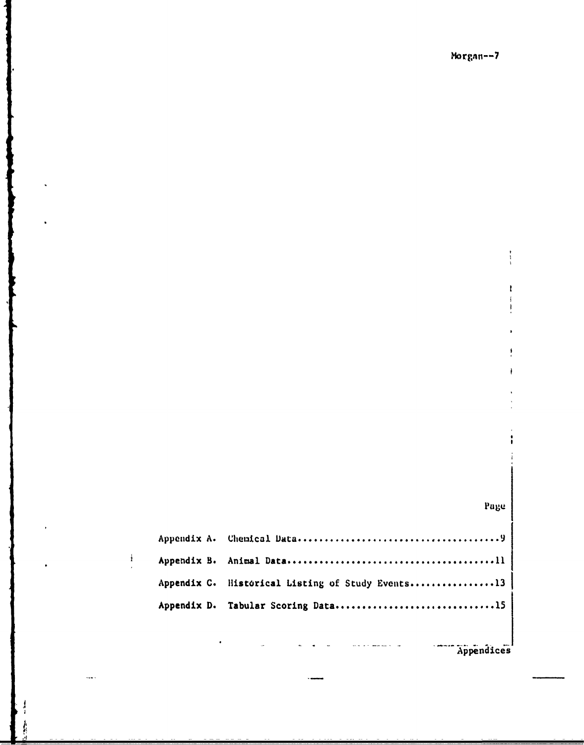## Appendices

| | | Page |
|---|---|---|
| Appendix A. | Chemical Data | 9 |
| Appendix B. | Animal Data | 11 |
| Appendix C. | Historical Listing of Study Events | 13 |
| Appendix D. | Tabular Scoring Data | 15 |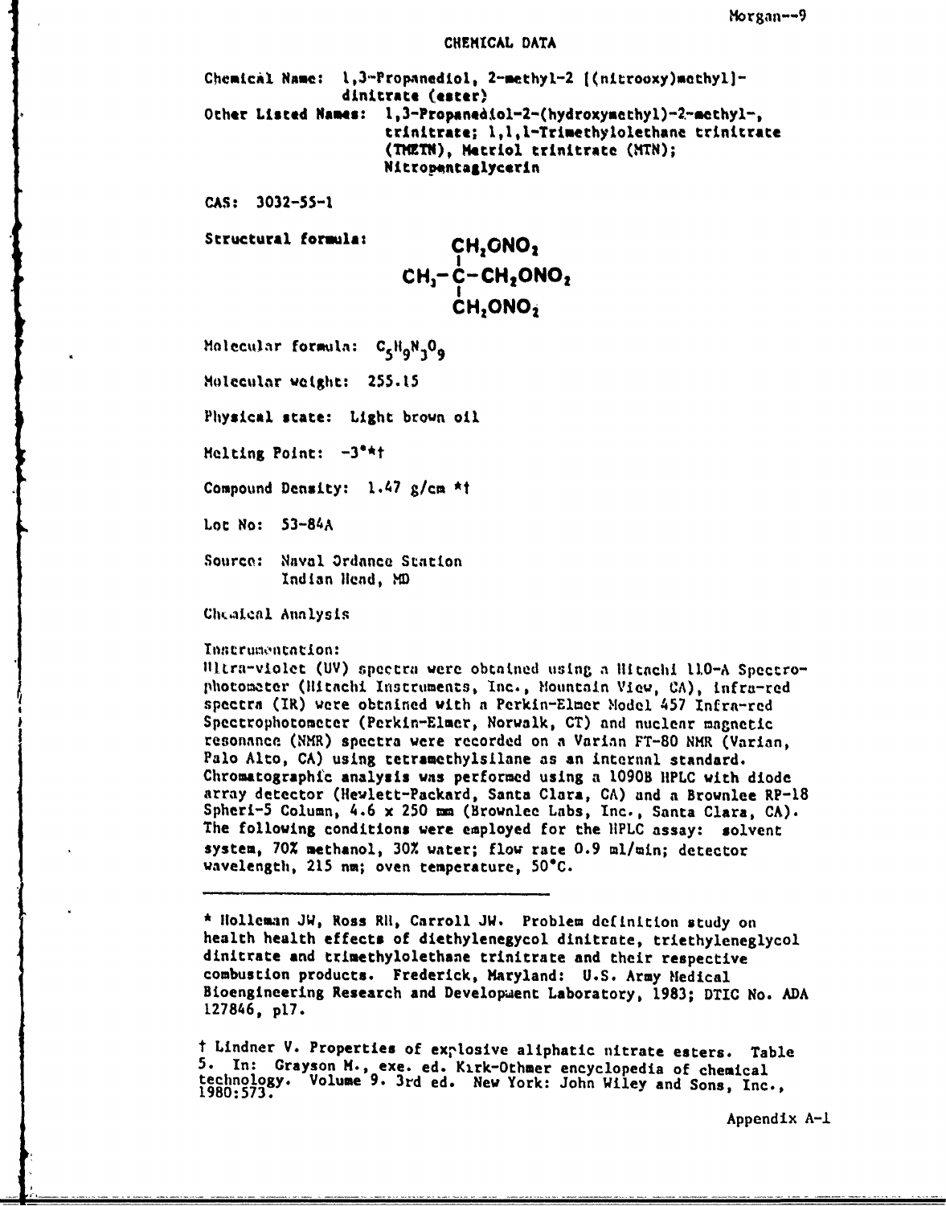# CHEMICAL DATA

**Chemical Name:** 1,3-Propanediol, 2-methyl-2 [(nitrooxy)methyl]-dinitrate (ester)

**Other Listed Names:** 1,3-Propanediol-2-(hydroxymethyl)-2-methyl-, trinitrate; 1,1,1-Trimethylolethane trinitrate (TMETN), Metriol trinitrate (MTN); Nitropentaglycerin

**CAS:** 3032-55-1

**Structural formula:**

$$CH_3-\overset{\displaystyle CH_2ONO_2}{\underset{\displaystyle CH_2ONO_2}{\overset{|}{\underset{|}{C}}}}-CH_2ONO_2$$

**Molecular formula:** $C_5H_9N_3O_9$

**Molecular weight:** 255.15

**Physical state:** Light brown oil

**Melting Point:** -3°*†

**Compound Density:** 1.47 g/cm *†

**Lot No:** 53-84A

**Source:** Naval Ordance Station
Indian Head, MD

## Chemical Analysis

**Instrumentation:**

Ultra-violet (UV) spectra were obtained using a Hitachi 110-A Spectrophotometer (Hitachi Instruments, Inc., Mountain View, CA), infra-red spectra (IR) were obtained with a Perkin-Elmer Model 457 Infra-red Spectrophotometer (Perkin-Elmer, Norwalk, CT) and nuclear magnetic resonance (NMR) spectra were recorded on a Varian FT-80 NMR (Varian, Palo Alto, CA) using tetramethylsilane as an internal standard. Chromatographic analysis was performed using a 1090B HPLC with diode array detector (Hewlett-Packard, Santa Clara, CA) and a Brownlee RP-18 Spheri-5 Column, 4.6 x 250 mm (Brownlee Labs, Inc., Santa Clara, CA). The following conditions were employed for the HPLC assay: solvent system, 70% methanol, 30% water; flow rate 0.9 ml/min; detector wavelength, 215 nm; oven temperature, 50°C.

---

\* Holleman JW, Ross RH, Carroll JW. Problem definition study on health health effects of diethylenegycol dinitrate, triethyleneglycol dinitrate and trimethylolethane trinitrate and their respective combustion products. Frederick, Maryland: U.S. Army Medical Bioengineering Research and Development Laboratory, 1983; DTIC No. ADA 127846, p17.

† Lindner V. Properties of explosive aliphatic nitrate esters. Table 5. In: Grayson M., exe. ed. Kirk-Othmer encyclopedia of chemical technology. Volume 9. 3rd ed. New York: John Wiley and Sons, Inc., 1980:573.

Appendix A-1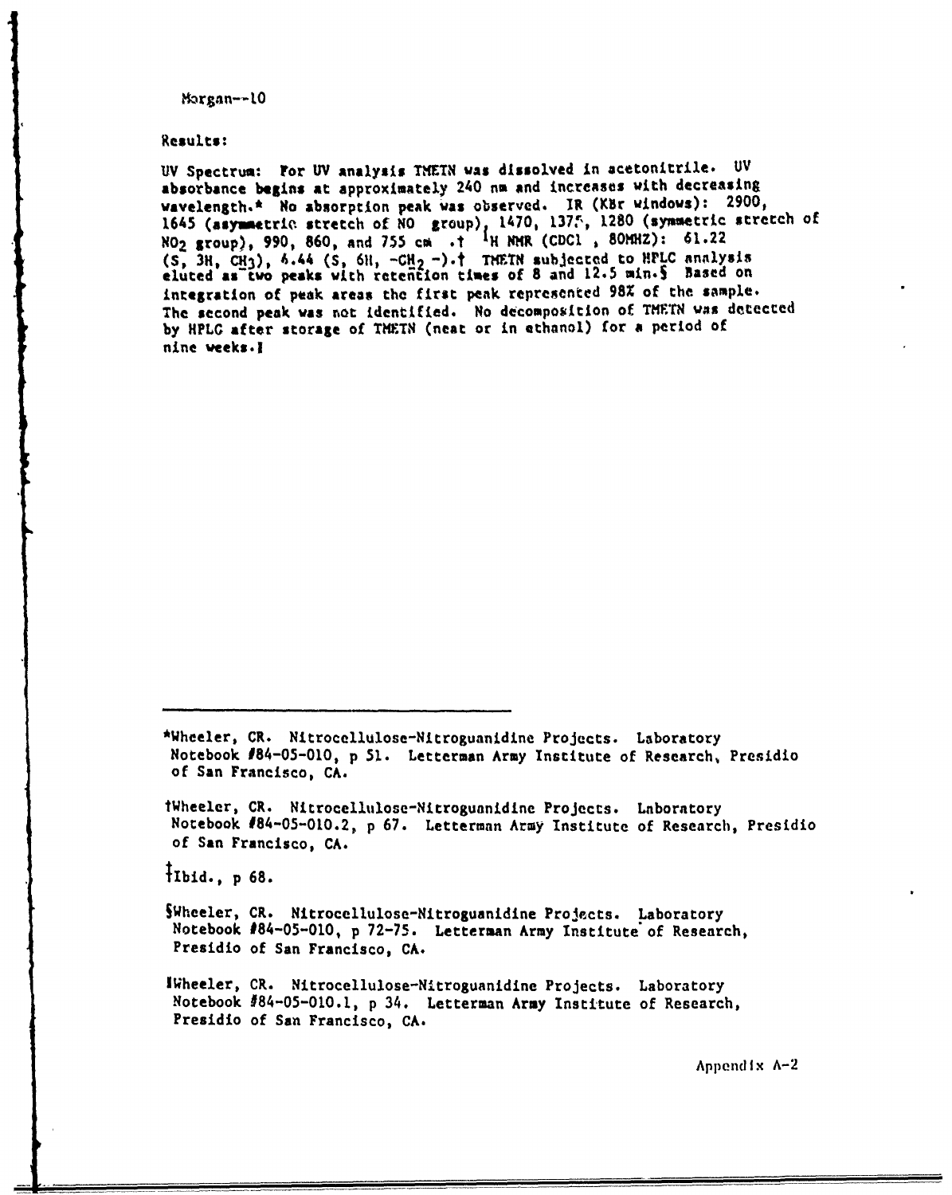**Results:**

UV Spectrum: For UV analysis TMETN was dissolved in acetonitrile. UV absorbance begins at approximately 240 nm and increases with decreasing wavelength.* No absorption peak was observed. IR (KBr windows): 2900, 1645 (asymmetric stretch of NO group), 1470, 1375, 1280 (symmetric stretch of $NO_2$ group), 990, 860, and 755 cm .† $^1H$ NMR (CDCl , 80MHZ): δ1.22 (S, 3H, $CH_3$), 4.44 (S, 6H, $-CH_2-$).† TMETN subjected to HPLC analysis eluted as two peaks with retention times of 8 and 12.5 min.§ Based on integration of peak areas the first peak represented 98% of the sample. The second peak was not identified. No decomposition of TMETN was detected by HPLC after storage of TMETN (neat or in ethanol) for a period of nine weeks.‖

---

*Wheeler, CR. Nitrocellulose-Nitroguanidine Projects. Laboratory Notebook #84-05-010, p 51. Letterman Army Institute of Research, Presidio of San Francisco, CA.

†Wheeler, CR. Nitrocellulose-Nitroguanidine Projects. Laboratory Notebook #84-05-010.2, p 67. Letterman Army Institute of Research, Presidio of San Francisco, CA.

‡Ibid., p 68.

§Wheeler, CR. Nitrocellulose-Nitroguanidine Projects. Laboratory Notebook #84-05-010, p 72-75. Letterman Army Institute of Research, Presidio of San Francisco, CA.

‖Wheeler, CR. Nitrocellulose-Nitroguanidine Projects. Laboratory Notebook #84-05-010.1, p 34. Letterman Army Institute of Research, Presidio of San Francisco, CA.

Appendix A-2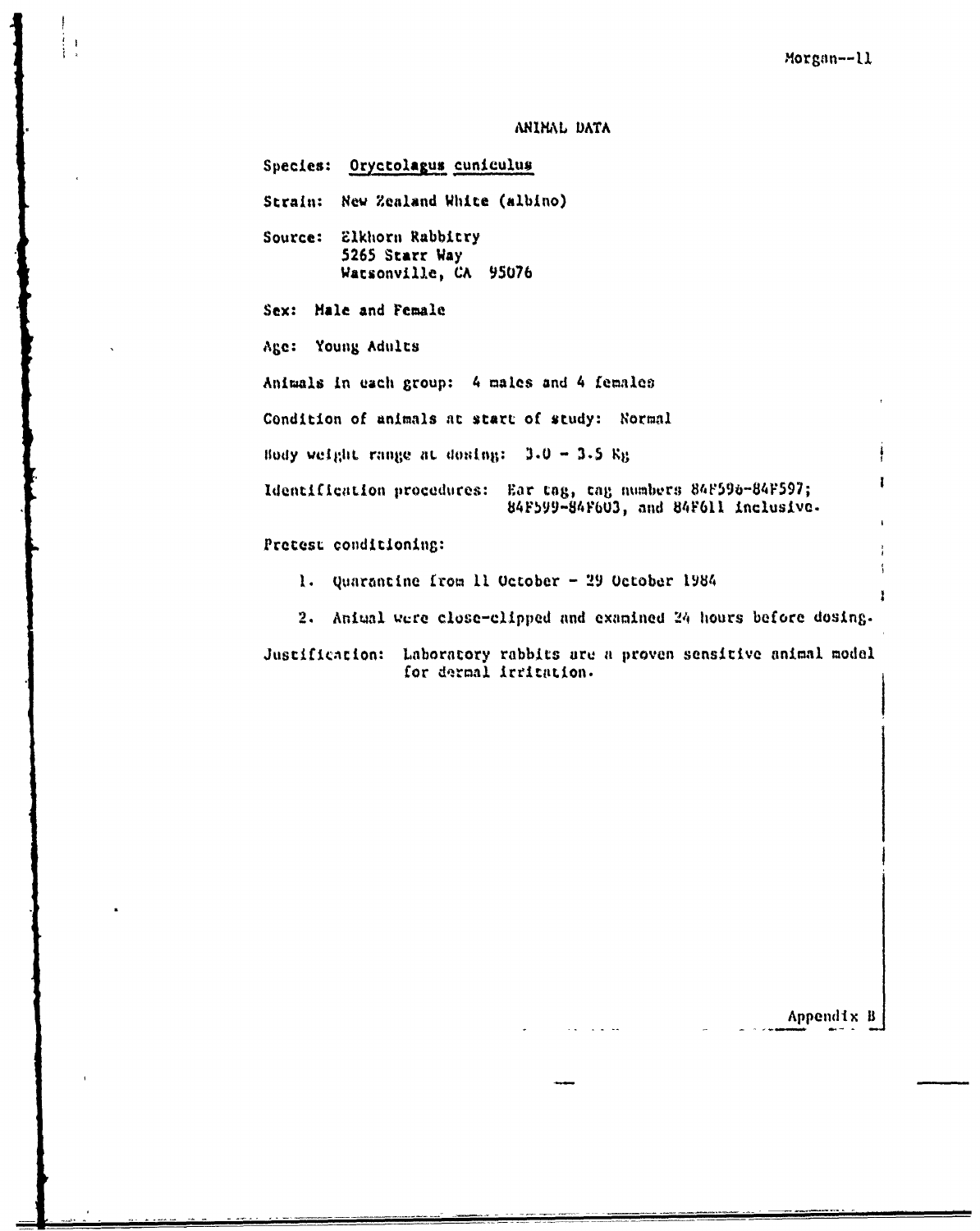## ANIMAL DATA

Species: Oryctolagus cuniculus

Strain: New Zealand White (albino)

Source: Elkhorn Rabbitry
5265 Starr Way
Watsonville, CA 95076

Sex: Male and Female

Age: Young Adults

Animals in each group: 4 males and 4 females

Condition of animals at start of study: Normal

Body weight range at dosing: 3.0 - 3.5 Kg

Identification procedures: Ear tag, tag numbers 84F596-84F597; 84F599-84F603, and 84F611 inclusive.

Pretest conditioning:

1. Quarantine from 11 October - 29 October 1984
2. Anial were close-clipped and examined 24 hours before dosing.

Justification: Laboratory rabbits are a proven sensitive animal model for dermal irritation.

Appendix B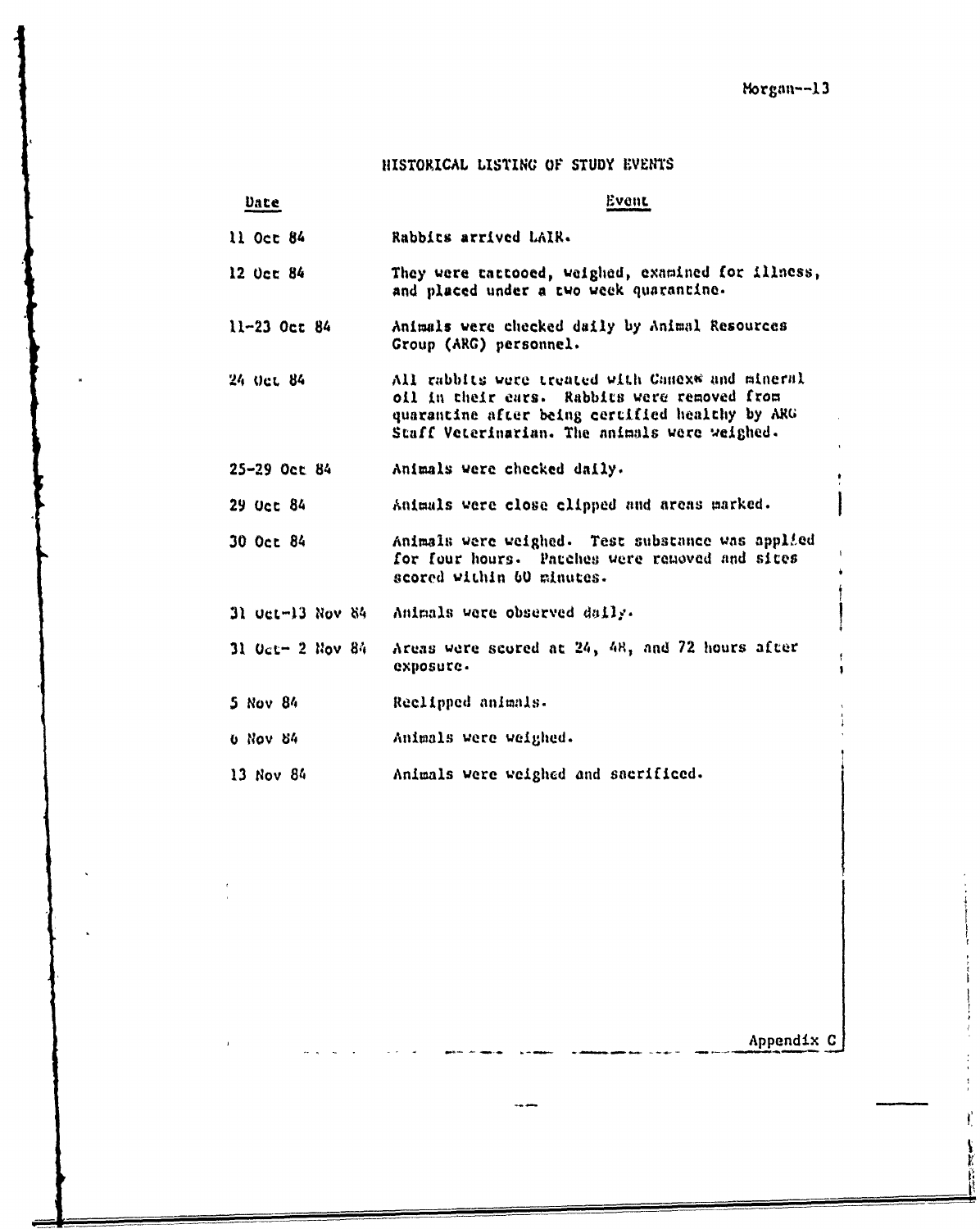## HISTORICAL LISTING OF STUDY EVENTS

| Date | Event |
|---|---|
| 11 Oct 84 | Rabbits arrived LAIR. |
| 12 Oct 84 | They were tattooed, weighed, examined for illness, and placed under a two week quarantine. |
| 11-23 Oct 84 | Animals were checked daily by Animal Resources Group (ARG) personnel. |
| 24 Oct 84 | All rabbits were treated with Canex® and mineral oil in their ears. Rabbits were removed from quarantine after being certified healthy by ARG Staff Veterinarian. The animals were weighed. |
| 25-29 Oct 84 | Animals were checked daily. |
| 29 Oct 84 | Animals were close clipped and areas marked. |
| 30 Oct 84 | Animals were weighed. Test substance was applied for four hours. Patches were removed and sites scored within 60 minutes. |
| 31 Oct-13 Nov 84 | Animals were observed daily. |
| 31 Oct- 2 Nov 84 | Areas were scored at 24, 48, and 72 hours after exposure. |
| 5 Nov 84 | Reclipped animals. |
| 6 Nov 84 | Animals were weighed. |
| 13 Nov 84 | Animals were weighed and sacrificed. |

Appendix C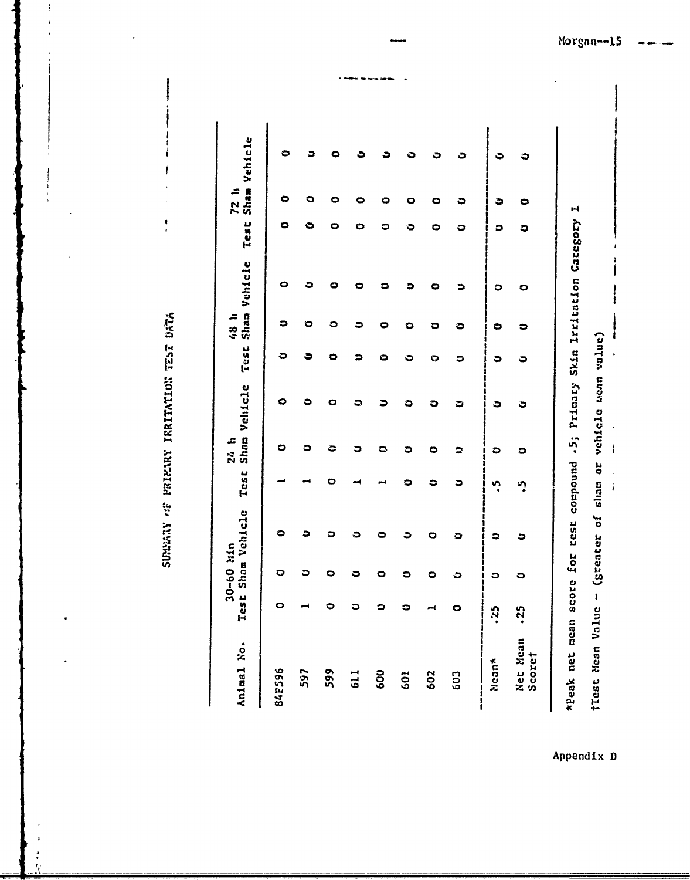## SUMMARY OF PRIMARY IRRITATION TEST DATA

| Animal No. | 30-60 Min | | | 24 h | | | 48 h | | | 72 h | | |
|---|---|---|---|---|---|---|---|---|---|---|---|---|
| | Test | Sham | Vehicle | Test | Sham | Vehicle | Test | Sham | Vehicle | Test | Sham | Vehicle |
| 84F596 | 0 | 0 | 0 | 1 | 0 | 0 | 0 | 0 | 0 | 0 | 0 | 0 |
| 597 | 1 | 0 | 0 | 1 | 0 | 0 | 0 | 0 | 0 | 0 | 0 | 0 |
| 599 | 0 | 0 | 0 | 0 | 0 | 0 | 0 | 0 | 0 | 0 | 0 | 0 |
| 611 | 0 | 0 | 0 | 1 | 0 | 0 | 0 | 0 | 0 | 0 | 0 | 0 |
| 600 | 0 | 0 | 0 | 1 | 0 | 0 | 0 | 0 | 0 | 0 | 0 | 0 |
| 601 | 0 | 0 | 0 | 0 | 0 | 0 | 0 | 0 | 0 | 0 | 0 | 0 |
| 602 | 1 | 0 | 0 | 0 | 0 | 0 | 0 | 0 | 0 | 0 | 0 | 0 |
| 603 | 0 | 0 | 0 | 0 | 0 | 0 | 0 | 0 | 0 | 0 | 0 | 0 |
| Mean* | .25 | 0 | 0 | .5 | 0 | 0 | 0 | 0 | 0 | 0 | 0 | 0 |
| Net Mean Score† | .25 | 0 | 0 | .5 | 0 | 0 | 0 | 0 | 0 | 0 | 0 | 0 |

*Peak net mean score for test compound .5; Primary Skin Irritation Category I

†Test Mean Value - (greater of sham or vehicle mean value)

Appendix D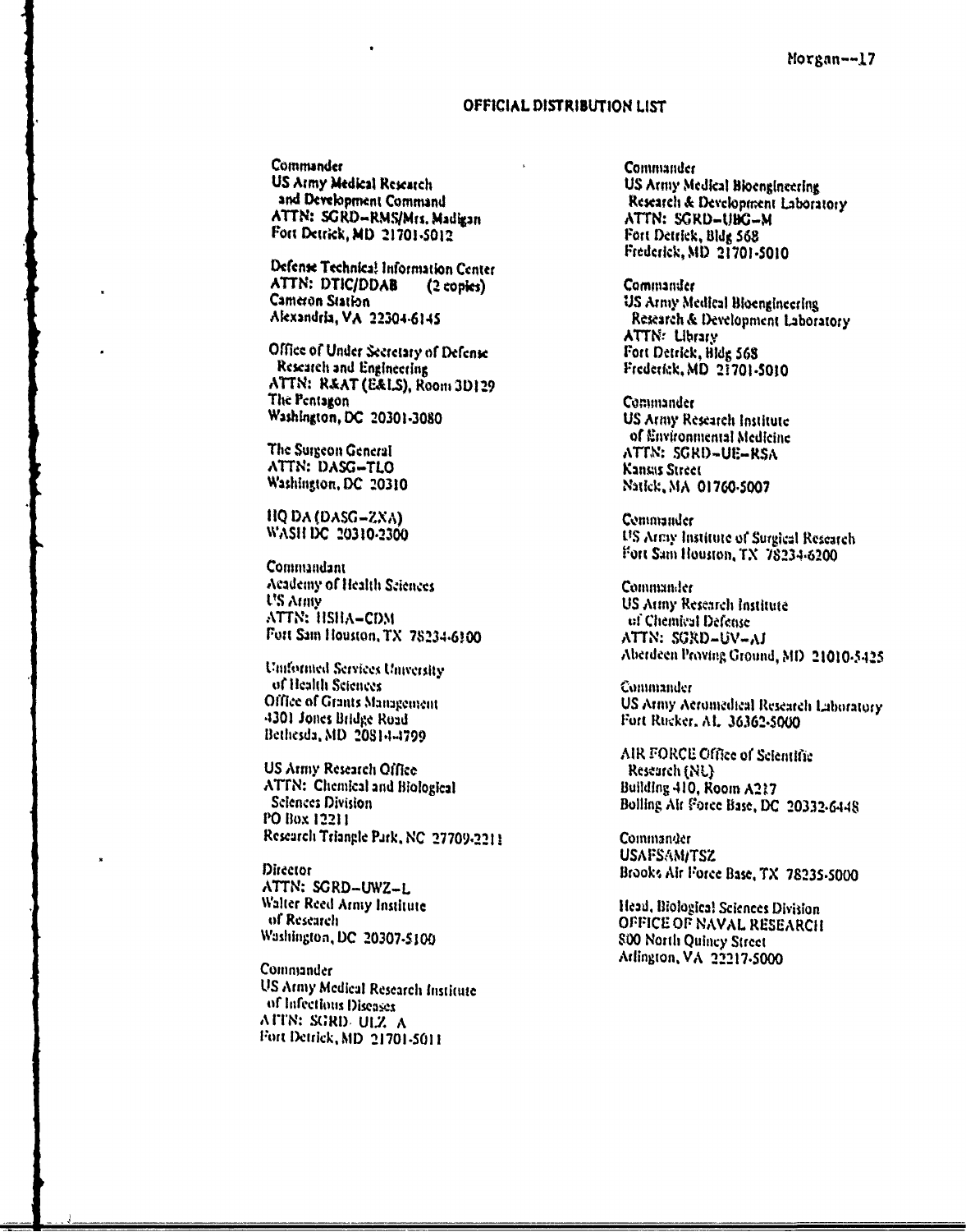## OFFICIAL DISTRIBUTION LIST

Commander
US Army Medical Research
and Development Command
ATTN: SGRD-RMS/Mrs. Madigan
Fort Detrick, MD 21701-5012

Defense Technical Information Center
ATTN: DTIC/DDAB (2 copies)
Cameron Station
Alexandria, VA 22304-6145

Office of Under Secretary of Defense
Research and Engineering
ATTN: R&AT (E&LS), Room 3D129
The Pentagon
Washington, DC 20301-3080

The Surgeon General
ATTN: DASG-TLO
Washington, DC 20310

HQ DA (DASG-ZXA)
WASH DC 20310-2300

Commandant
Academy of Health Sciences
US Army
ATTN: HSHA-CDM
Fort Sam Houston, TX 78234-6100

Uniformed Services University
of Health Sciences
Office of Grants Management
4301 Jones Bridge Road
Bethesda, MD 20814-4799

US Army Research Office
ATTN: Chemical and Biological
Sciences Division
PO Box 12211
Research Triangle Park, NC 27709-2211

Director
ATTN: SGRD-UWZ-L
Walter Reed Army Institute
of Research
Washington, DC 20307-5100

Commander
US Army Medical Research Institute
of Infectious Diseases
ATTN: SGRD-ULZ-A
Fort Detrick, MD 21701-5011

Commander
US Army Medical Bioengineering
Research & Development Laboratory
ATTN: SGRD-UBG-M
Fort Detrick, Bldg 568
Frederick, MD 21701-5010

Commander
US Army Medical Bioengineering
Research & Development Laboratory
ATTN: Library
Fort Detrick, Bldg 568
Frederick, MD 21701-5010

Commander
US Army Research Institute
of Environmental Medicine
ATTN: SGRD-UE-RSA
Kansas Street
Natick, MA 01760-5007

Commander
US Army Institute of Surgical Research
Fort Sam Houston, TX 78234-6200

Commander
US Army Research Institute
of Chemical Defense
ATTN: SGRD-UV-AJ
Aberdeen Proving Ground, MD 21010-5425

Commander
US Army Aeromedical Research Laboratory
Fort Rucker, AL 36362-5000

AIR FORCE Office of Scientific
Research (NL)
Building 410, Room A217
Bolling Air Force Base, DC 20332-6448

Commander
USAFSAM/TSZ
Brooks Air Force Base, TX 78235-5000

Head, Biological Sciences Division
OFFICE OF NAVAL RESEARCH
800 North Quincy Street
Arlington, VA 22217-5000